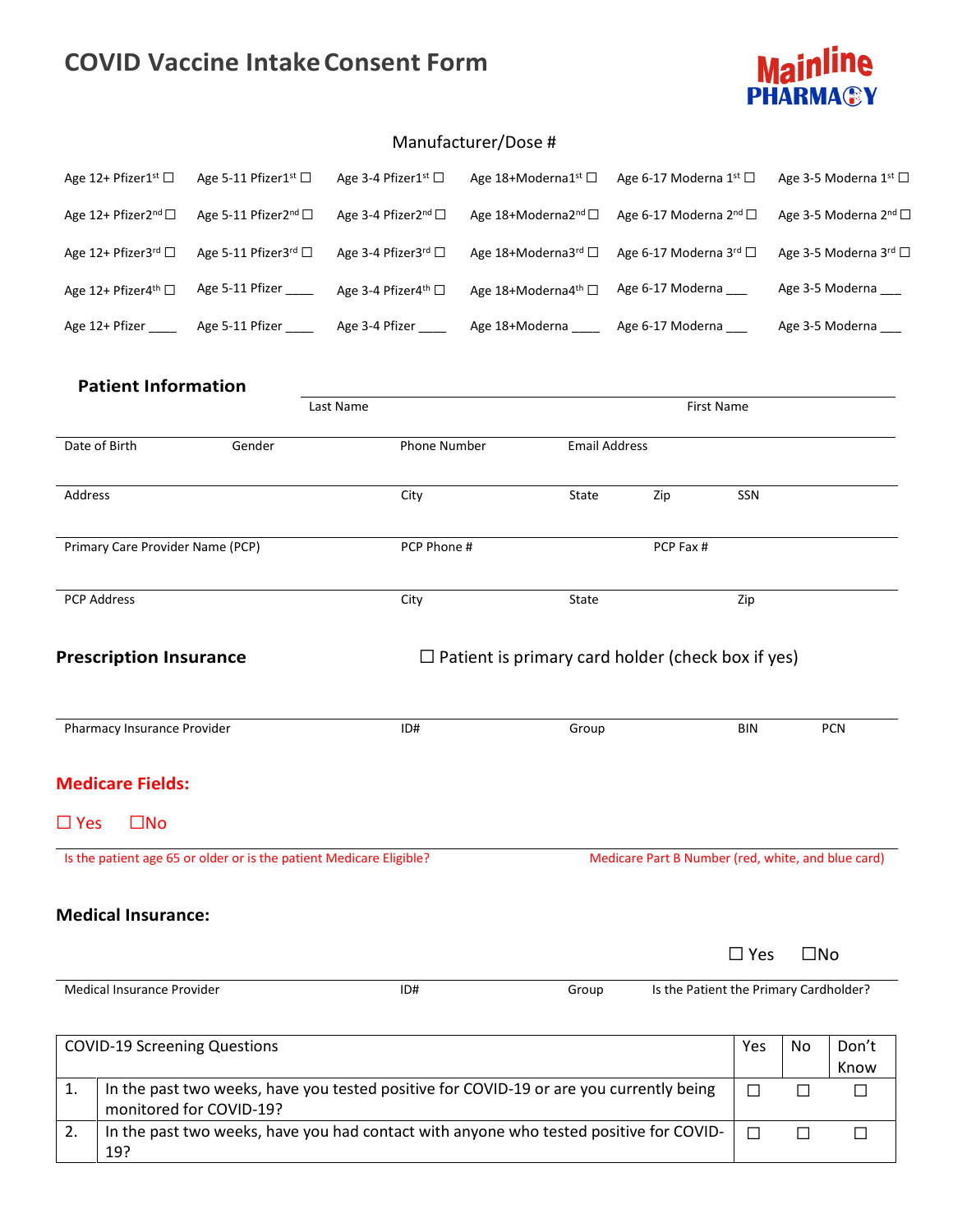# COVID Vaccine Intake Consent Form

Mainline PHARMACY

Manufacturer/Dose #

| | | | | | |
|---|---|---|---|---|---|
| Age 12+ Pfizer1st ☐ | Age 5-11 Pfizer1st ☐ | Age 3-4 Pfizer1st ☐ | Age 18+Moderna1st ☐ | Age 6-17 Moderna 1st ☐ | Age 3-5 Moderna 1st ☐ |
| Age 12+ Pfizer2nd ☐ | Age 5-11 Pfizer2nd ☐ | Age 3-4 Pfizer2nd ☐ | Age 18+Moderna2nd ☐ | Age 6-17 Moderna 2nd ☐ | Age 3-5 Moderna 2nd ☐ |
| Age 12+ Pfizer3rd ☐ | Age 5-11 Pfizer3rd ☐ | Age 3-4 Pfizer3rd ☐ | Age 18+Moderna3rd ☐ | Age 6-17 Moderna 3rd ☐ | Age 3-5 Moderna 3rd ☐ |
| Age 12+ Pfizer4th ☐ | Age 5-11 Pfizer ____ | Age 3-4 Pfizer4th ☐ | Age 18+Moderna4th ☐ | Age 6-17 Moderna ___ | Age 3-5 Moderna ___ |
| Age 12+ Pfizer ____ | Age 5-11 Pfizer ____ | Age 3-4 Pfizer ____ | Age 18+Moderna ____ | Age 6-17 Moderna ___ | Age 3-5 Moderna ___ |

## Patient Information

Last Name | First Name

Date of Birth | Gender | Phone Number | Email Address

Address | City | State | Zip | SSN

Primary Care Provider Name (PCP) | PCP Phone # | PCP Fax #

PCP Address | City | State | Zip

## Prescription Insurance

☐ Patient is primary card holder (check box if yes)

Pharmacy Insurance Provider | ID# | Group | BIN | PCN

## Medicare Fields:

☐ Yes ☐No

Is the patient age 65 or older or is the patient Medicare Eligible? | Medicare Part B Number (red, white, and blue card)

## Medical Insurance:

☐ Yes ☐No

Medical Insurance Provider | ID# | Group | Is the Patient the Primary Cardholder?

| COVID-19 Screening Questions | | Yes | No | Don't Know |
|---|---|---|---|---|
| 1. | In the past two weeks, have you tested positive for COVID-19 or are you currently being monitored for COVID-19? | ☐ | ☐ | ☐ |
| 2. | In the past two weeks, have you had contact with anyone who tested positive for COVID-19? | ☐ | ☐ | ☐ |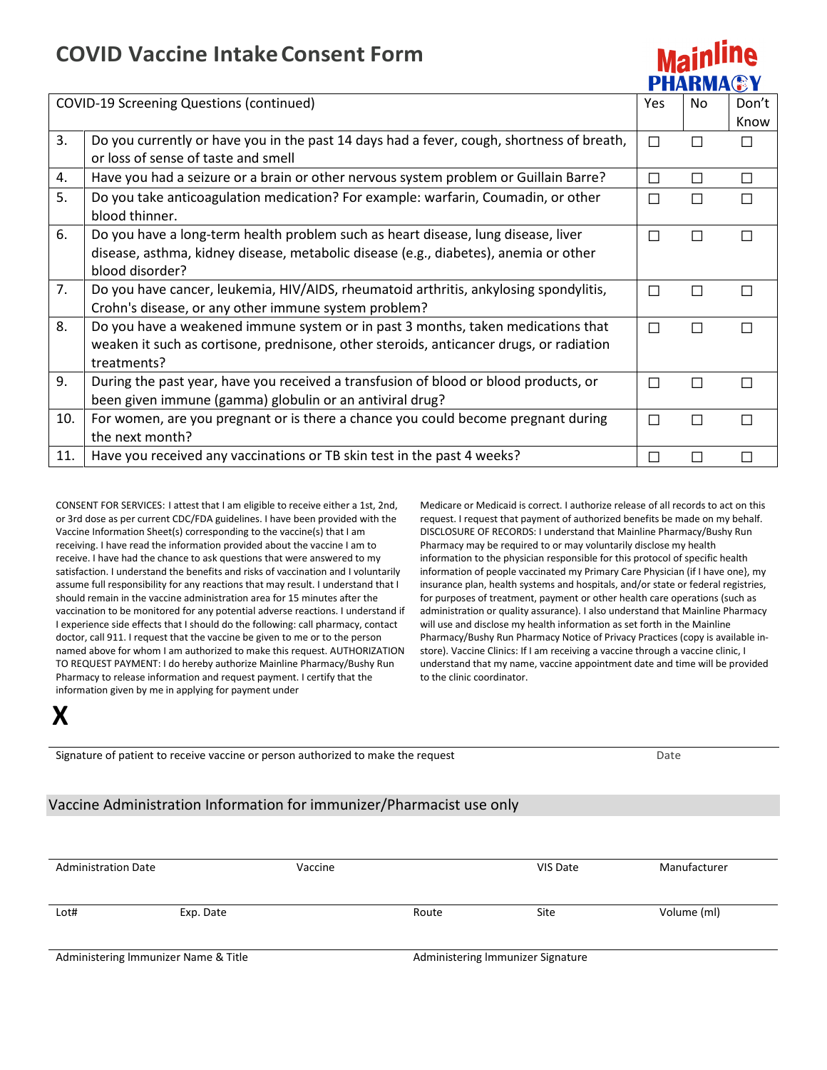# COVID Vaccine Intake Consent Form

Mainline PHARMACY

| | COVID-19 Screening Questions (continued) | Yes | No | Don't Know |
|---|---|---|---|---|
| 3. | Do you currently or have you in the past 14 days had a fever, cough, shortness of breath, or loss of sense of taste and smell | ☐ | ☐ | ☐ |
| 4. | Have you had a seizure or a brain or other nervous system problem or Guillain Barre? | ☐ | ☐ | ☐ |
| 5. | Do you take anticoagulation medication? For example: warfarin, Coumadin, or other blood thinner. | ☐ | ☐ | ☐ |
| 6. | Do you have a long-term health problem such as heart disease, lung disease, liver disease, asthma, kidney disease, metabolic disease (e.g., diabetes), anemia or other blood disorder? | ☐ | ☐ | ☐ |
| 7. | Do you have cancer, leukemia, HIV/AIDS, rheumatoid arthritis, ankylosing spondylitis, Crohn's disease, or any other immune system problem? | ☐ | ☐ | ☐ |
| 8. | Do you have a weakened immune system or in past 3 months, taken medications that weaken it such as cortisone, prednisone, other steroids, anticancer drugs, or radiation treatments? | ☐ | ☐ | ☐ |
| 9. | During the past year, have you received a transfusion of blood or blood products, or been given immune (gamma) globulin or an antiviral drug? | ☐ | ☐ | ☐ |
| 10. | For women, are you pregnant or is there a chance you could become pregnant during the next month? | ☐ | ☐ | ☐ |
| 11. | Have you received any vaccinations or TB skin test in the past 4 weeks? | ☐ | ☐ | ☐ |

CONSENT FOR SERVICES: I attest that I am eligible to receive either a 1st, 2nd, or 3rd dose as per current CDC/FDA guidelines. I have been provided with the Vaccine Information Sheet(s) corresponding to the vaccine(s) that I am receiving. I have read the information provided about the vaccine I am to receive. I have had the chance to ask questions that were answered to my satisfaction. I understand the benefits and risks of vaccination and I voluntarily assume full responsibility for any reactions that may result. I understand that I should remain in the vaccine administration area for 15 minutes after the vaccination to be monitored for any potential adverse reactions. I understand if I experience side effects that I should do the following: call pharmacy, contact doctor, call 911. I request that the vaccine be given to me or to the person named above for whom I am authorized to make this request. AUTHORIZATION TO REQUEST PAYMENT: I do hereby authorize Mainline Pharmacy/Bushy Run Pharmacy to release information and request payment. I certify that the information given by me in applying for payment under Medicare or Medicaid is correct. I authorize release of all records to act on this request. I request that payment of authorized benefits be made on my behalf. DISCLOSURE OF RECORDS: I understand that Mainline Pharmacy/Bushy Run Pharmacy may be required to or may voluntarily disclose my health information to the physician responsible for this protocol of specific health information of people vaccinated my Primary Care Physician (if I have one), my insurance plan, health systems and hospitals, and/or state or federal registries, for purposes of treatment, payment or other health care operations (such as administration or quality assurance). I also understand that Mainline Pharmacy will use and disclose my health information as set forth in the Mainline Pharmacy/Bushy Run Pharmacy Notice of Privacy Practices (copy is available in-store). Vaccine Clinics: If I am receiving a vaccine through a vaccine clinic, I understand that my name, vaccine appointment date and time will be provided to the clinic coordinator.

**X**

Signature of patient to receive vaccine or person authorized to make the request &nbsp;&nbsp;&nbsp;&nbsp; Date

## Vaccine Administration Information for immunizer/Pharmacist use only

Administration Date &nbsp;&nbsp;&nbsp;&nbsp; Vaccine &nbsp;&nbsp;&nbsp;&nbsp; VIS Date &nbsp;&nbsp;&nbsp;&nbsp; Manufacturer

Lot# &nbsp;&nbsp;&nbsp;&nbsp; Exp. Date &nbsp;&nbsp;&nbsp;&nbsp; Route &nbsp;&nbsp;&nbsp;&nbsp; Site &nbsp;&nbsp;&nbsp;&nbsp; Volume (ml)

Administering Immunizer Name & Title &nbsp;&nbsp;&nbsp;&nbsp; Administering Immunizer Signature